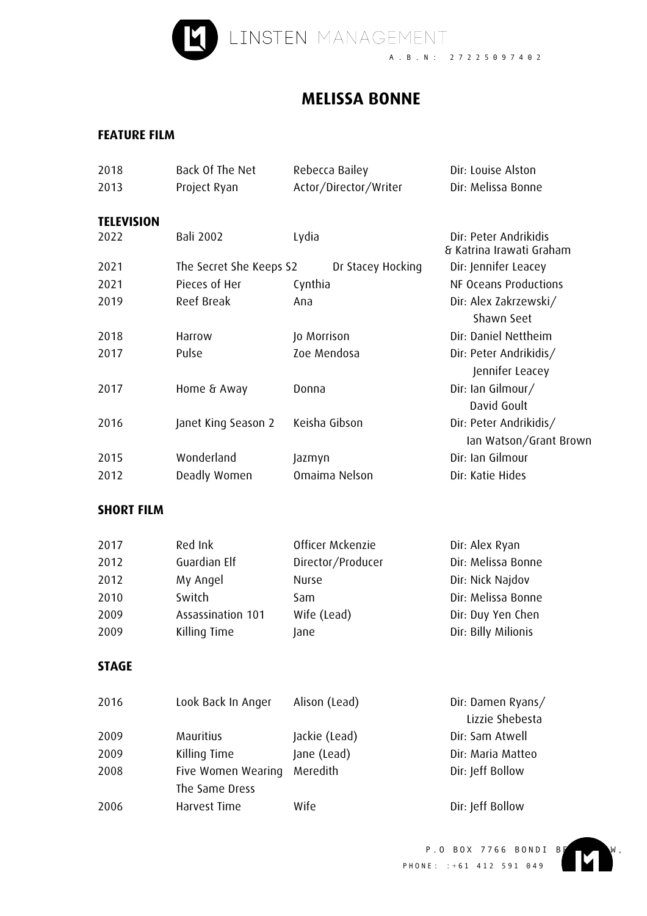LINSTEN MANAGEMENT

A.B.N: 27225097402

# MELISSA BONNE

## FEATURE FILM

| | | | |
|---|---|---|---|
| 2018 | Back Of The Net | Rebecca Bailey | Dir: Louise Alston |
| 2013 | Project Ryan | Actor/Director/Writer | Dir: Melissa Bonne |

## TELEVISION

| | | | |
|---|---|---|---|
| 2022 | Bali 2002 | Lydia | Dir: Peter Andrikidis & Katrina Irawati Graham |
| 2021 | The Secret She Keeps S2 | Dr Stacey Hocking | Dir: Jennifer Leacey |
| 2021 | Pieces of Her | Cynthia | NF Oceans Productions |
| 2019 | Reef Break | Ana | Dir: Alex Zakrzewski/ Shawn Seet |
| 2018 | Harrow | Jo Morrison | Dir: Daniel Nettheim |
| 2017 | Pulse | Zoe Mendosa | Dir: Peter Andrikidis/ Jennifer Leacey |
| 2017 | Home & Away | Donna | Dir: Ian Gilmour/ David Goult |
| 2016 | Janet King Season 2 | Keisha Gibson | Dir: Peter Andrikidis/ Ian Watson/Grant Brown |
| 2015 | Wonderland | Jazmyn | Dir: Ian Gilmour |
| 2012 | Deadly Women | Omaima Nelson | Dir: Katie Hides |

## SHORT FILM

| | | | |
|---|---|---|---|
| 2017 | Red Ink | Officer Mckenzie | Dir: Alex Ryan |
| 2012 | Guardian Elf | Director/Producer | Dir: Melissa Bonne |
| 2012 | My Angel | Nurse | Dir: Nick Najdov |
| 2010 | Switch | Sam | Dir: Melissa Bonne |
| 2009 | Assassination 101 | Wife (Lead) | Dir: Duy Yen Chen |
| 2009 | Killing Time | Jane | Dir: Billy Milionis |

## STAGE

| | | | |
|---|---|---|---|
| 2016 | Look Back In Anger | Alison (Lead) | Dir: Damen Ryans/ Lizzie Shebesta |
| 2009 | Mauritius | Jackie (Lead) | Dir: Sam Atwell |
| 2009 | Killing Time | Jane (Lead) | Dir: Maria Matteo |
| 2008 | Five Women Wearing The Same Dress | Meredith | Dir: Jeff Bollow |
| 2006 | Harvest Time | Wife | Dir: Jeff Bollow |

P.O BOX 7766 BONDI B... W,
PHONE: :+61 412 591 049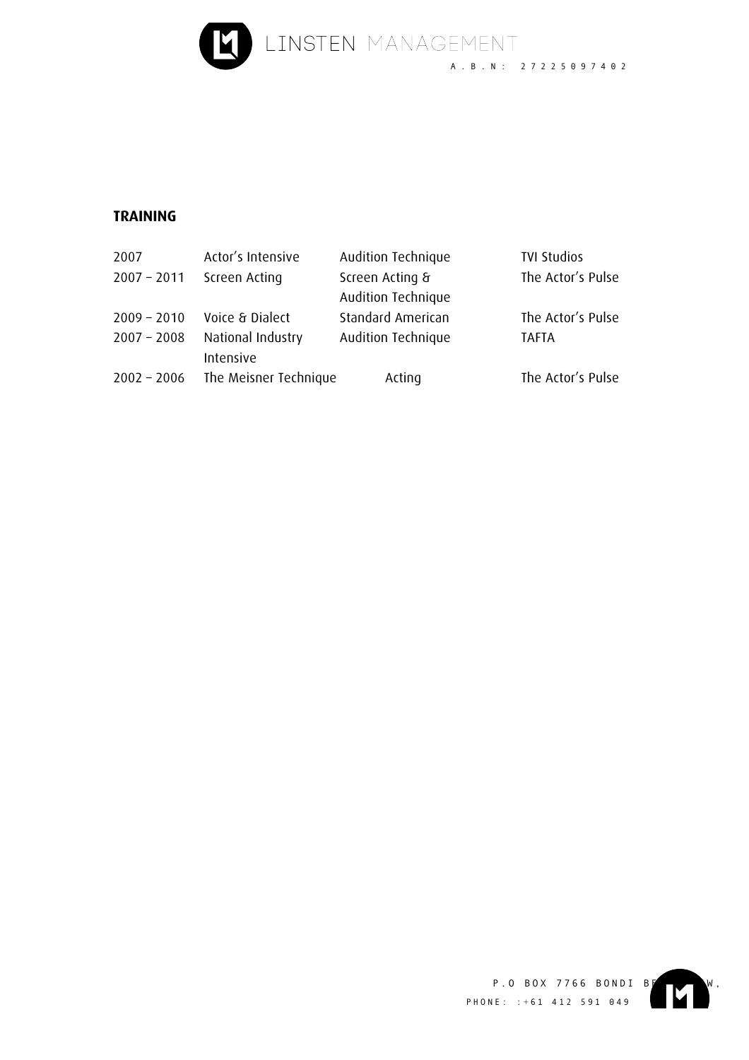**TRAINING**

| | | | |
|---|---|---|---|
| 2007 | Actor's Intensive | Audition Technique | TVI Studios |
| 2007 – 2011 | Screen Acting | Screen Acting & Audition Technique | The Actor's Pulse |
| 2009 – 2010 | Voice & Dialect | Standard American | The Actor's Pulse |
| 2007 – 2008 | National Industry Intensive | Audition Technique | TAFTA |
| 2002 – 2006 | The Meisner Technique | Acting | The Actor's Pulse |